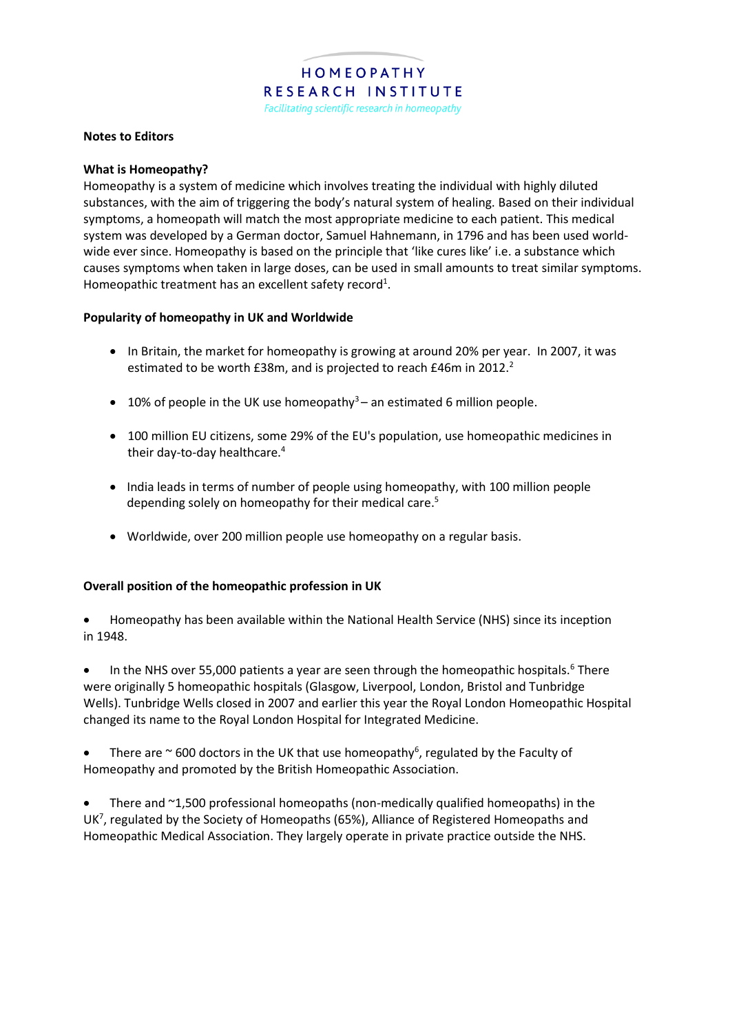HOMEOPATHY RESEARCH INSTITUTE

*Facilitating scientific research in homeopathy*

**Notes to Editors**

**What is Homeopathy?**

Homeopathy is a system of medicine which involves treating the individual with highly diluted substances, with the aim of triggering the body's natural system of healing. Based on their individual symptoms, a homeopath will match the most appropriate medicine to each patient. This medical system was developed by a German doctor, Samuel Hahnemann, in 1796 and has been used world-wide ever since. Homeopathy is based on the principle that 'like cures like' i.e. a substance which causes symptoms when taken in large doses, can be used in small amounts to treat similar symptoms. Homeopathic treatment has an excellent safety record[1].

**Popularity of homeopathy in UK and Worldwide**

- In Britain, the market for homeopathy is growing at around 20% per year. In 2007, it was estimated to be worth £38m, and is projected to reach £46m in 2012.[2]
- 10% of people in the UK use homeopathy[3] – an estimated 6 million people.
- 100 million EU citizens, some 29% of the EU's population, use homeopathic medicines in their day-to-day healthcare.[4]
- India leads in terms of number of people using homeopathy, with 100 million people depending solely on homeopathy for their medical care.[5]
- Worldwide, over 200 million people use homeopathy on a regular basis.

**Overall position of the homeopathic profession in UK**

- Homeopathy has been available within the National Health Service (NHS) since its inception in 1948.
- In the NHS over 55,000 patients a year are seen through the homeopathic hospitals.[6] There were originally 5 homeopathic hospitals (Glasgow, Liverpool, London, Bristol and Tunbridge Wells). Tunbridge Wells closed in 2007 and earlier this year the Royal London Homeopathic Hospital changed its name to the Royal London Hospital for Integrated Medicine.
- There are ~ 600 doctors in the UK that use homeopathy[6], regulated by the Faculty of Homeopathy and promoted by the British Homeopathic Association.
- There and ~1,500 professional homeopaths (non-medically qualified homeopaths) in the UK[7], regulated by the Society of Homeopaths (65%), Alliance of Registered Homeopaths and Homeopathic Medical Association. They largely operate in private practice outside the NHS.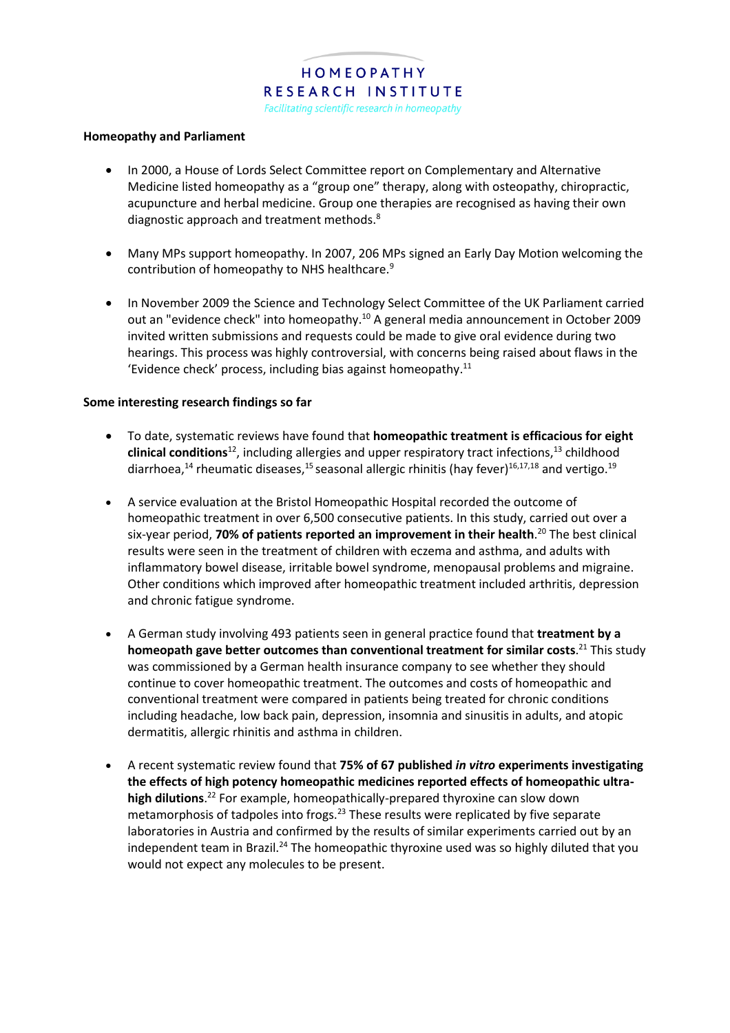**Homeopathy and Parliament**

- In 2000, a House of Lords Select Committee report on Complementary and Alternative Medicine listed homeopathy as a "group one" therapy, along with osteopathy, chiropractic, acupuncture and herbal medicine. Group one therapies are recognised as having their own diagnostic approach and treatment methods.[8]

- Many MPs support homeopathy. In 2007, 206 MPs signed an Early Day Motion welcoming the contribution of homeopathy to NHS healthcare.[9]

- In November 2009 the Science and Technology Select Committee of the UK Parliament carried out an "evidence check" into homeopathy.[10] A general media announcement in October 2009 invited written submissions and requests could be made to give oral evidence during two hearings. This process was highly controversial, with concerns being raised about flaws in the 'Evidence check' process, including bias against homeopathy.[11]

**Some interesting research findings so far**

- To date, systematic reviews have found that **homeopathic treatment is efficacious for eight clinical conditions**[12], including allergies and upper respiratory tract infections,[13] childhood diarrhoea,[14] rheumatic diseases,[15] seasonal allergic rhinitis (hay fever)[16,17,18] and vertigo.[19]

- A service evaluation at the Bristol Homeopathic Hospital recorded the outcome of homeopathic treatment in over 6,500 consecutive patients. In this study, carried out over a six-year period, **70% of patients reported an improvement in their health**.[20] The best clinical results were seen in the treatment of children with eczema and asthma, and adults with inflammatory bowel disease, irritable bowel syndrome, menopausal problems and migraine. Other conditions which improved after homeopathic treatment included arthritis, depression and chronic fatigue syndrome.

- A German study involving 493 patients seen in general practice found that **treatment by a homeopath gave better outcomes than conventional treatment for similar costs**.[21] This study was commissioned by a German health insurance company to see whether they should continue to cover homeopathic treatment. The outcomes and costs of homeopathic and conventional treatment were compared in patients being treated for chronic conditions including headache, low back pain, depression, insomnia and sinusitis in adults, and atopic dermatitis, allergic rhinitis and asthma in children.

- A recent systematic review found that **75% of 67 published *in vitro* experiments investigating the effects of high potency homeopathic medicines reported effects of homeopathic ultra-high dilutions**.[22] For example, homeopathically-prepared thyroxine can slow down metamorphosis of tadpoles into frogs.[23] These results were replicated by five separate laboratories in Austria and confirmed by the results of similar experiments carried out by an independent team in Brazil.[24] The homeopathic thyroxine used was so highly diluted that you would not expect any molecules to be present.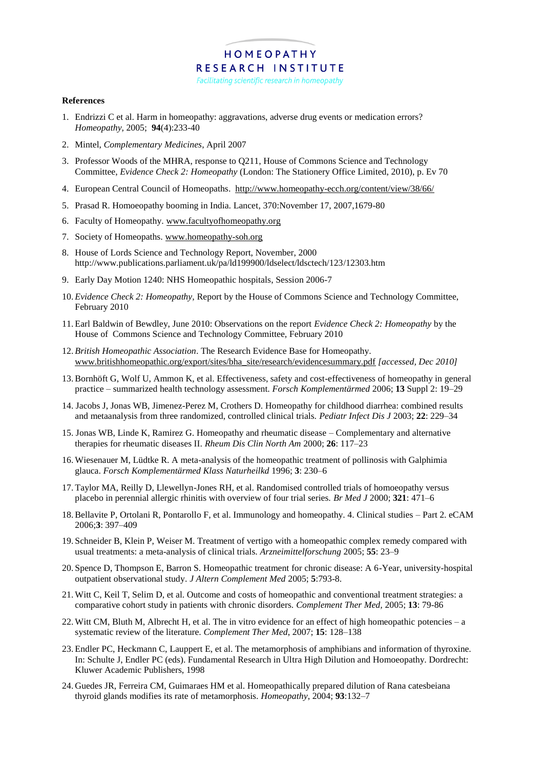HOMEOPATHY RESEARCH INSTITUTE

*Facilitating scientific research in homeopathy*

**References**

1. Endrizzi C et al. Harm in homeopathy: aggravations, adverse drug events or medication errors? *Homeopathy*, 2005; **94**(4):233-40
2. Mintel, *Complementary Medicines*, April 2007
3. Professor Woods of the MHRA, response to Q211, House of Commons Science and Technology Committee, *Evidence Check 2: Homeopathy* (London: The Stationery Office Limited, 2010), p. Ev 70
4. European Central Council of Homeopaths. http://www.homeopathy-ecch.org/content/view/38/66/
5. Prasad R. Homoeopathy booming in India. Lancet, 370:November 17, 2007,1679-80
6. Faculty of Homeopathy. www.facultyofhomeopathy.org
7. Society of Homeopaths. www.homeopathy-soh.org
8. House of Lords Science and Technology Report, November, 2000 http://www.publications.parliament.uk/pa/ld199900/ldselect/ldsctech/123/12303.htm
9. Early Day Motion 1240: NHS Homeopathic hospitals, Session 2006-7
10. *Evidence Check 2: Homeopathy*, Report by the House of Commons Science and Technology Committee, February 2010
11. Earl Baldwin of Bewdley, June 2010: Observations on the report *Evidence Check 2: Homeopathy* by the House of Commons Science and Technology Committee, February 2010
12. *British Homeopathic Association*. The Research Evidence Base for Homeopathy. www.britishhomeopathic.org/export/sites/bha_site/research/evidencesummary.pdf *[accessed, Dec 2010]*
13. Bornhöft G, Wolf U, Ammon K, et al. Effectiveness, safety and cost-effectiveness of homeopathy in general practice – summarized health technology assessment. *Forsch Komplementärmed* 2006; **13** Suppl 2: 19–29
14. Jacobs J, Jonas WB, Jimenez-Perez M, Crothers D. Homeopathy for childhood diarrhea: combined results and metaanalysis from three randomized, controlled clinical trials. *Pediatr Infect Dis J* 2003; **22**: 229–34
15. Jonas WB, Linde K, Ramirez G. Homeopathy and rheumatic disease – Complementary and alternative therapies for rheumatic diseases II. *Rheum Dis Clin North Am* 2000; **26**: 117–23
16. Wiesenauer M, Lüdtke R. A meta-analysis of the homeopathic treatment of pollinosis with Galphimia glauca. *Forsch Komplementärmed Klass Naturheilkd* 1996; **3**: 230–6
17. Taylor MA, Reilly D, Llewellyn-Jones RH, et al. Randomised controlled trials of homoeopathy versus placebo in perennial allergic rhinitis with overview of four trial series. *Br Med J* 2000; **321**: 471–6
18. Bellavite P, Ortolani R, Pontarollo F, et al. Immunology and homeopathy. 4. Clinical studies – Part 2. eCAM 2006;**3**: 397–409
19. Schneider B, Klein P, Weiser M. Treatment of vertigo with a homeopathic complex remedy compared with usual treatments: a meta-analysis of clinical trials. *Arzneimittelforschung* 2005; **55**: 23–9
20. Spence D, Thompson E, Barron S. Homeopathic treatment for chronic disease: A 6-Year, university-hospital outpatient observational study. *J Altern Complement Med* 2005; **5**:793-8.
21. Witt C, Keil T, Selim D, et al. Outcome and costs of homeopathic and conventional treatment strategies: a comparative cohort study in patients with chronic disorders. *Complement Ther Med*, 2005; **13**: 79-86
22. Witt CM, Bluth M, Albrecht H, et al. The in vitro evidence for an effect of high homeopathic potencies – a systematic review of the literature. *Complement Ther Med*, 2007; **15**: 128–138
23. Endler PC, Heckmann C, Lauppert E, et al. The metamorphosis of amphibians and information of thyroxine. In: Schulte J, Endler PC (eds). Fundamental Research in Ultra High Dilution and Homoeopathy. Dordrecht: Kluwer Academic Publishers, 1998
24. Guedes JR, Ferreira CM, Guimaraes HM et al. Homeopathically prepared dilution of Rana catesbeiana thyroid glands modifies its rate of metamorphosis. *Homeopathy*, 2004; **93**:132–7